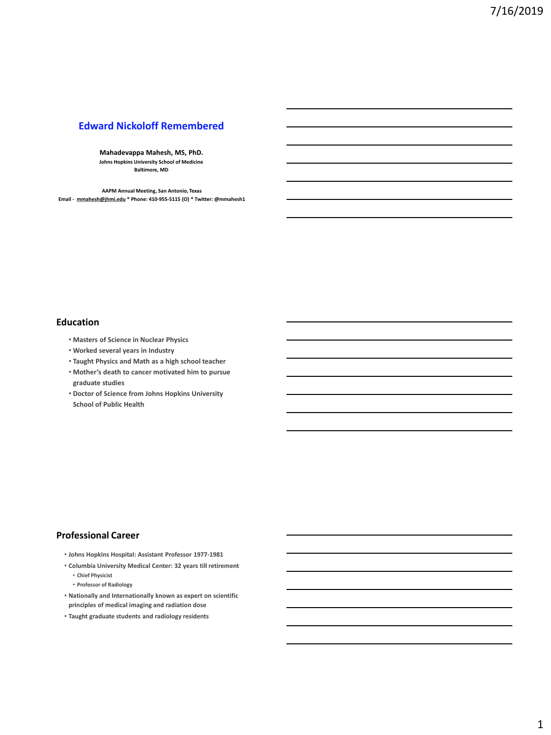# Edward Nickoloff Remembered

**Mahadevappa Mahesh, MS, PhD.**
**Johns Hopkins University School of Medicine**
**Baltimore, MD**

**AAPM Annual Meeting, San Antonio, Texas**
**Email - mmahesh@jhmi.edu * Phone: 410-955-5115 (O) * Twitter: @mmahesh1**

## Education

- Masters of Science in Nuclear Physics
- Worked several years in Industry
- Taught Physics and Math as a high school teacher
- Mother's death to cancer motivated him to pursue graduate studies
- Doctor of Science from Johns Hopkins University School of Public Health

## Professional Career

- Johns Hopkins Hospital: Assistant Professor 1977-1981
- Columbia University Medical Center: 32 years till retirement
  - Chief Physicist
  - Professor of Radiology
- Nationally and Internationally known as expert on scientific principles of medical imaging and radiation dose
- Taught graduate students and radiology residents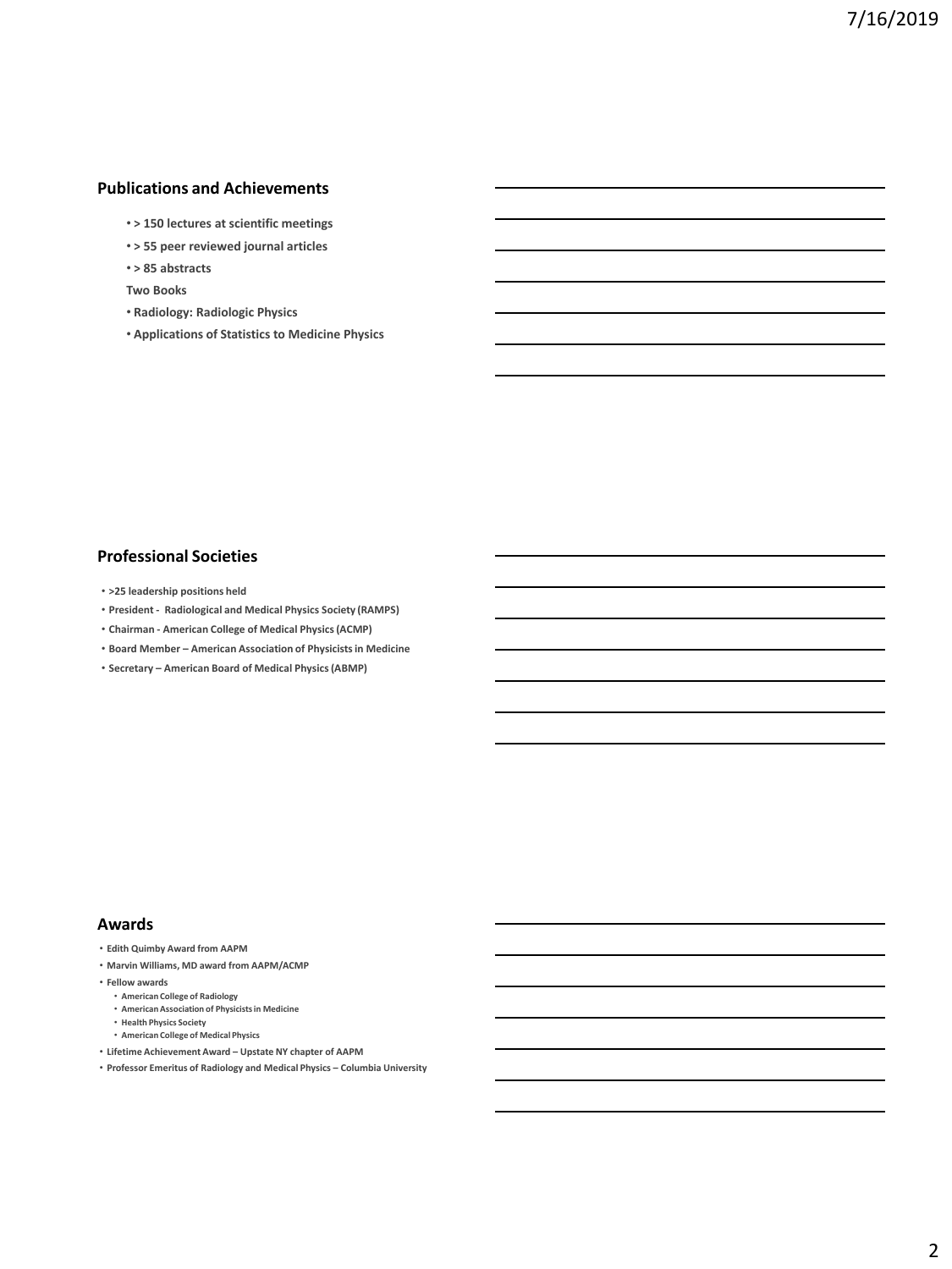## Publications and Achievements

- > 150 lectures at scientific meetings
- > 55 peer reviewed journal articles
- > 85 abstracts

**Two Books**

- Radiology: Radiologic Physics
- Applications of Statistics to Medicine Physics

## Professional Societies

- >25 leadership positions held
- President - Radiological and Medical Physics Society (RAMPS)
- Chairman - American College of Medical Physics (ACMP)
- Board Member – American Association of Physicists in Medicine
- Secretary – American Board of Medical Physics (ABMP)

## Awards

- Edith Quimby Award from AAPM
- Marvin Williams, MD award from AAPM/ACMP
- Fellow awards
  - American College of Radiology
  - American Association of Physicists in Medicine
  - Health Physics Society
  - American College of Medical Physics
- Lifetime Achievement Award – Upstate NY chapter of AAPM
- Professor Emeritus of Radiology and Medical Physics – Columbia University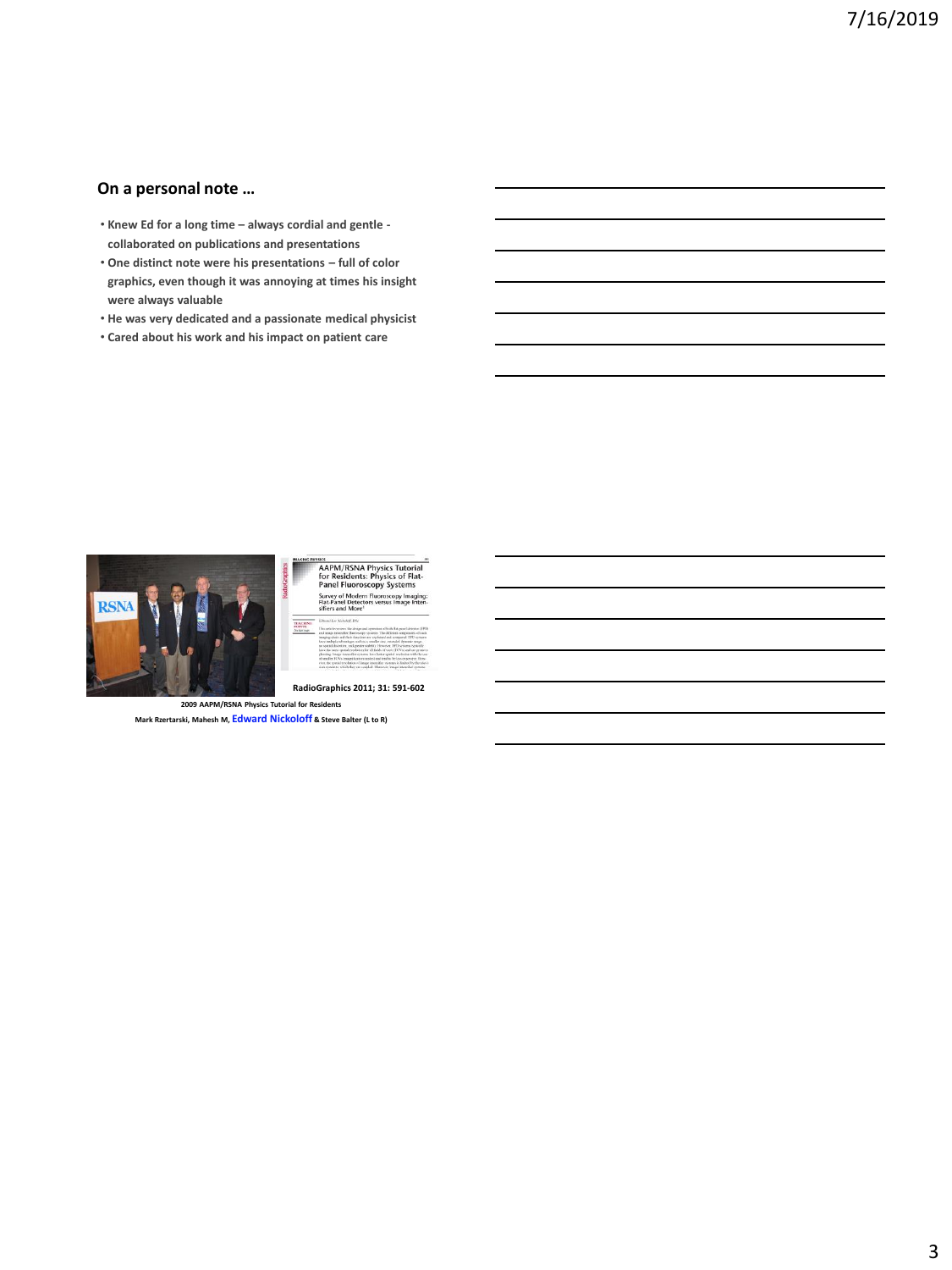## On a personal note …

- Knew Ed for a long time – always cordial and gentle - collaborated on publications and presentations
- One distinct note were his presentations – full of color graphics, even though it was annoying at times his insight were always valuable
- He was very dedicated and a passionate medical physicist
- Cared about his work and his impact on patient care

RadioGraphics 2011; 31: 591-602

2009 AAPM/RSNA Physics Tutorial for Residents

Mark Rzertarski, Mahesh M, **Edward Nickoloff** & Steve Balter (L to R)